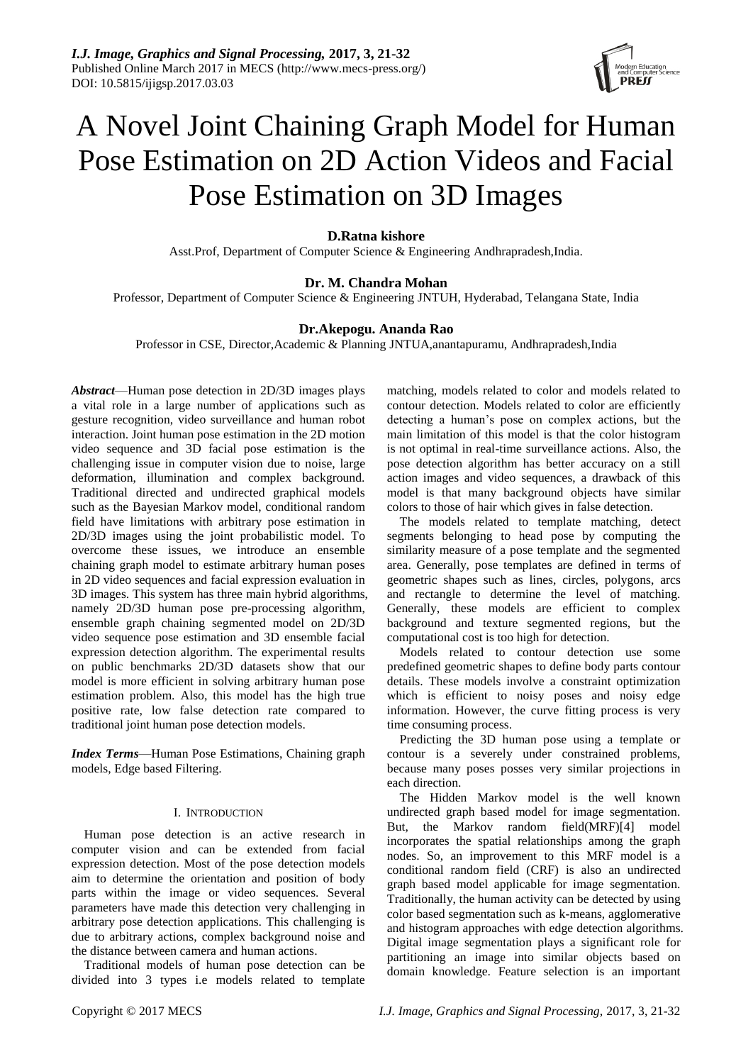# A Novel Joint Chaining Graph Model for Human Pose Estimation on 2D Action Videos and Facial Pose Estimation on 3D Images

**D.Ratna kishore**

Asst.Prof, Department of Computer Science & Engineering Andhrapradesh,India.

**Dr. M. Chandra Mohan**

Professor, Department of Computer Science & Engineering JNTUH, Hyderabad, Telangana State, India

**Dr.Akepogu. Ananda Rao**

Professor in CSE, Director,Academic & Planning JNTUA,anantapuramu, Andhrapradesh,India

***Abstract***—Human pose detection in 2D/3D images plays a vital role in a large number of applications such as gesture recognition, video surveillance and human robot interaction. Joint human pose estimation in the 2D motion video sequence and 3D facial pose estimation is the challenging issue in computer vision due to noise, large deformation, illumination and complex background. Traditional directed and undirected graphical models such as the Bayesian Markov model, conditional random field have limitations with arbitrary pose estimation in 2D/3D images using the joint probabilistic model. To overcome these issues, we introduce an ensemble chaining graph model to estimate arbitrary human poses in 2D video sequences and facial expression evaluation in 3D images. This system has three main hybrid algorithms, namely 2D/3D human pose pre-processing algorithm, ensemble graph chaining segmented model on 2D/3D video sequence pose estimation and 3D ensemble facial expression detection algorithm. The experimental results on public benchmarks 2D/3D datasets show that our model is more efficient in solving arbitrary human pose estimation problem. Also, this model has the high true positive rate, low false detection rate compared to traditional joint human pose detection models.

***Index Terms***—Human Pose Estimations, Chaining graph models, Edge based Filtering.

## I. Introduction

Human pose detection is an active research in computer vision and can be extended from facial expression detection. Most of the pose detection models aim to determine the orientation and position of body parts within the image or video sequences. Several parameters have made this detection very challenging in arbitrary pose detection applications. This challenging is due to arbitrary actions, complex background noise and the distance between camera and human actions.

Traditional models of human pose detection can be divided into 3 types i.e models related to template matching, models related to color and models related to contour detection. Models related to color are efficiently detecting a human's pose on complex actions, but the main limitation of this model is that the color histogram is not optimal in real-time surveillance actions. Also, the pose detection algorithm has better accuracy on a still action images and video sequences, a drawback of this model is that many background objects have similar colors to those of hair which gives in false detection.

The models related to template matching, detect segments belonging to head pose by computing the similarity measure of a pose template and the segmented area. Generally, pose templates are defined in terms of geometric shapes such as lines, circles, polygons, arcs and rectangle to determine the level of matching. Generally, these models are efficient to complex background and texture segmented regions, but the computational cost is too high for detection.

Models related to contour detection use some predefined geometric shapes to define body parts contour details. These models involve a constraint optimization which is efficient to noisy poses and noisy edge information. However, the curve fitting process is very time consuming process.

Predicting the 3D human pose using a template or contour is a severely under constrained problems, because many poses posses very similar projections in each direction.

The Hidden Markov model is the well known undirected graph based model for image segmentation. But, the Markov random field(MRF)[4] model incorporates the spatial relationships among the graph nodes. So, an improvement to this MRF model is a conditional random field (CRF) is also an undirected graph based model applicable for image segmentation. Traditionally, the human activity can be detected by using color based segmentation such as k-means, agglomerative and histogram approaches with edge detection algorithms. Digital image segmentation plays a significant role for partitioning an image into similar objects based on domain knowledge. Feature selection is an important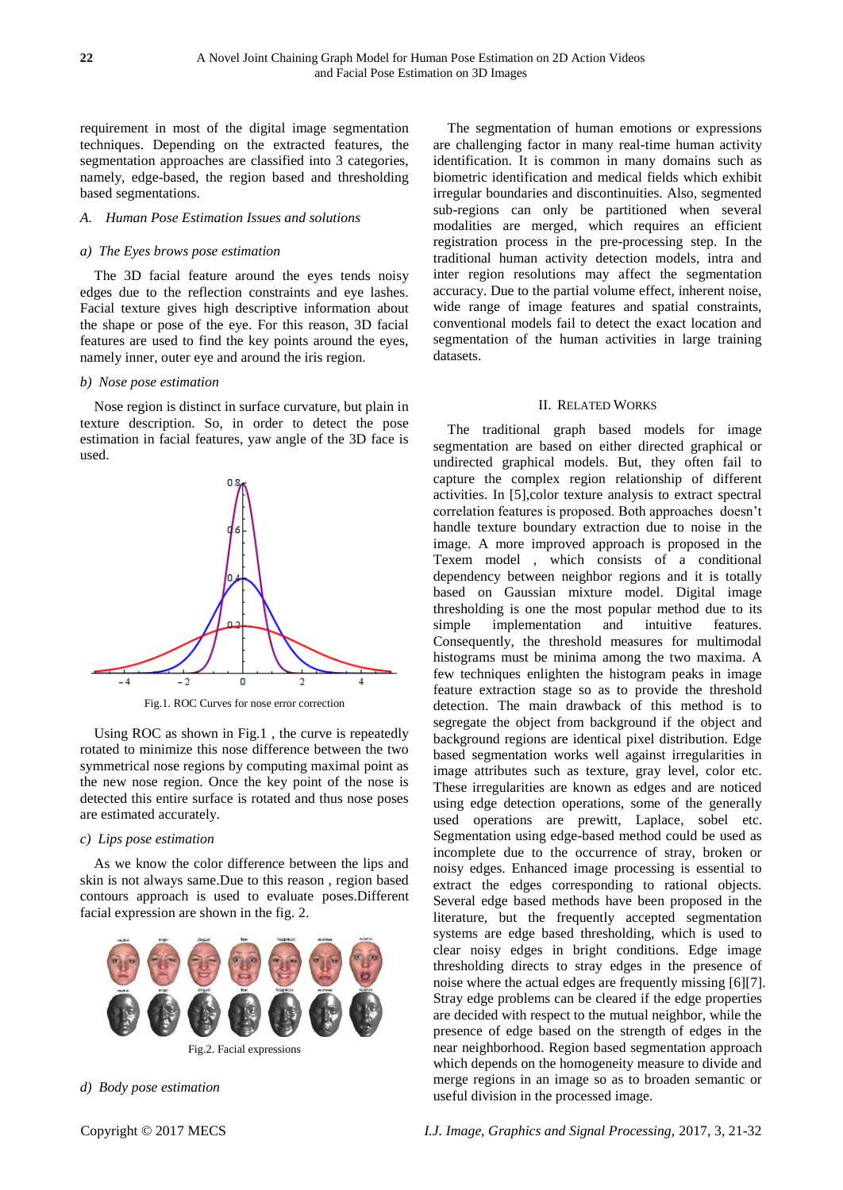requirement in most of the digital image segmentation techniques. Depending on the extracted features, the segmentation approaches are classified into 3 categories, namely, edge-based, the region based and thresholding based segmentations.

### *A. Human Pose Estimation Issues and solutions*

#### *a) The Eyes brows pose estimation*

The 3D facial feature around the eyes tends noisy edges due to the reflection constraints and eye lashes. Facial texture gives high descriptive information about the shape or pose of the eye. For this reason, 3D facial features are used to find the key points around the eyes, namely inner, outer eye and around the iris region.

#### *b) Nose pose estimation*

Nose region is distinct in surface curvature, but plain in texture description. So, in order to detect the pose estimation in facial features, yaw angle of the 3D face is used.

Fig.1. ROC Curves for nose error correction

Using ROC as shown in Fig.1 , the curve is repeatedly rotated to minimize this nose difference between the two symmetrical nose regions by computing maximal point as the new nose region. Once the key point of the nose is detected this entire surface is rotated and thus nose poses are estimated accurately.

#### *c) Lips pose estimation*

As we know the color difference between the lips and skin is not always same.Due to this reason , region based contours approach is used to evaluate poses.Different facial expression are shown in the fig. 2.

Fig.2. Facial expressions

#### *d) Body pose estimation*

The segmentation of human emotions or expressions are challenging factor in many real-time human activity identification. It is common in many domains such as biometric identification and medical fields which exhibit irregular boundaries and discontinuities. Also, segmented sub-regions can only be partitioned when several modalities are merged, which requires an efficient registration process in the pre-processing step. In the traditional human activity detection models, intra and inter region resolutions may affect the segmentation accuracy. Due to the partial volume effect, inherent noise, wide range of image features and spatial constraints, conventional models fail to detect the exact location and segmentation of the human activities in large training datasets.

## II. RELATED WORKS

The traditional graph based models for image segmentation are based on either directed graphical or undirected graphical models. But, they often fail to capture the complex region relationship of different activities. In [5],color texture analysis to extract spectral correlation features is proposed. Both approaches doesn't handle texture boundary extraction due to noise in the image. A more improved approach is proposed in the Texem model , which consists of a conditional dependency between neighbor regions and it is totally based on Gaussian mixture model. Digital image thresholding is one the most popular method due to its simple implementation and intuitive features. Consequently, the threshold measures for multimodal histograms must be minima among the two maxima. A few techniques enlighten the histogram peaks in image feature extraction stage so as to provide the threshold detection. The main drawback of this method is to segregate the object from background if the object and background regions are identical pixel distribution. Edge based segmentation works well against irregularities in image attributes such as texture, gray level, color etc. These irregularities are known as edges and are noticed using edge detection operations, some of the generally used operations are prewitt, Laplace, sobel etc. Segmentation using edge-based method could be used as incomplete due to the occurrence of stray, broken or noisy edges. Enhanced image processing is essential to extract the edges corresponding to rational objects. Several edge based methods have been proposed in the literature, but the frequently accepted segmentation systems are edge based thresholding, which is used to clear noisy edges in bright conditions. Edge image thresholding directs to stray edges in the presence of noise where the actual edges are frequently missing [6][7]. Stray edge problems can be cleared if the edge properties are decided with respect to the mutual neighbor, while the presence of edge based on the strength of edges in the near neighborhood. Region based segmentation approach which depends on the homogeneity measure to divide and merge regions in an image so as to broaden semantic or useful division in the processed image.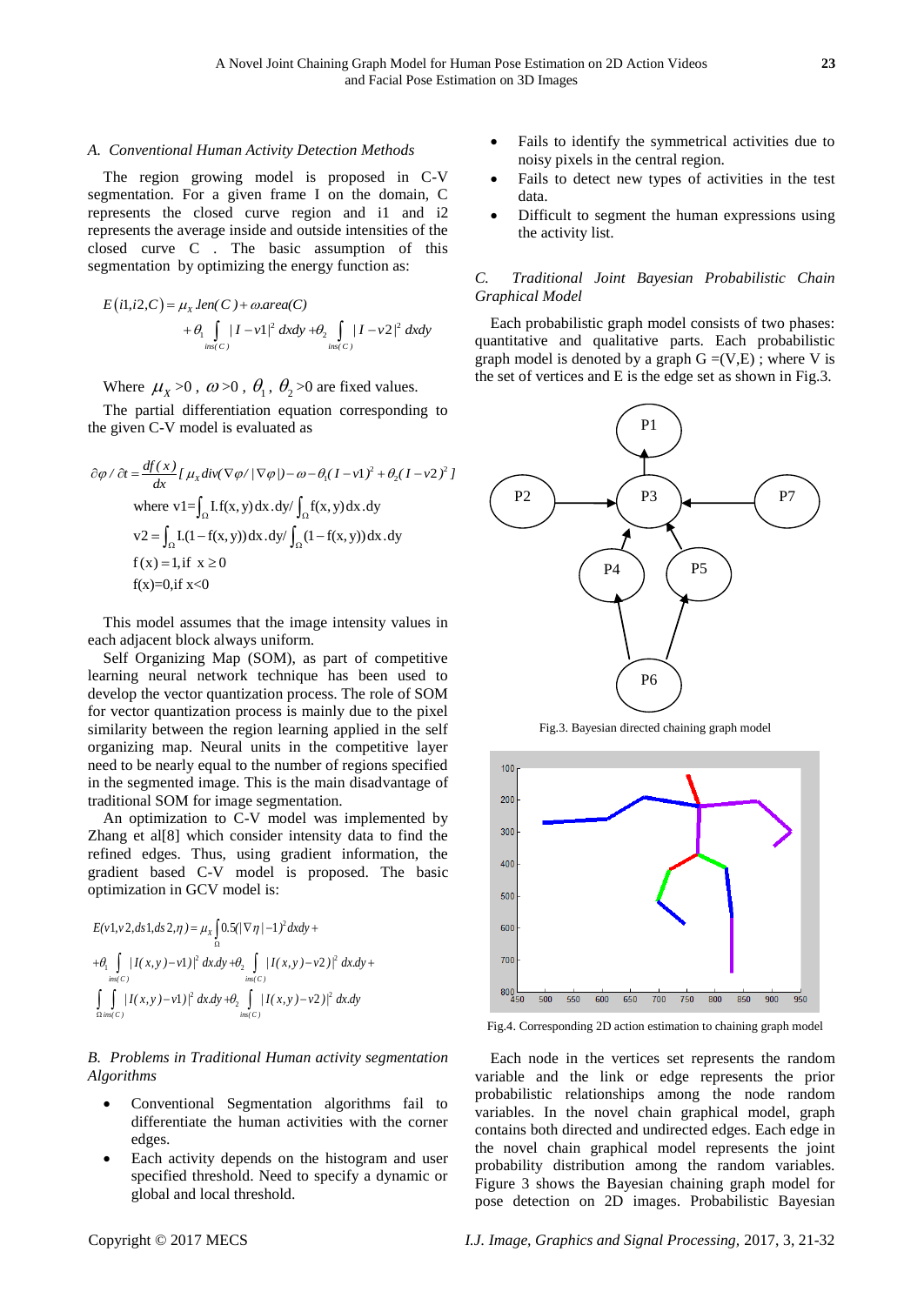### A. Conventional Human Activity Detection Methods

The region growing model is proposed in C-V segmentation. For a given frame I on the domain, C represents the closed curve region and i1 and i2 represents the average inside and outside intensities of the closed curve C . The basic assumption of this segmentation by optimizing the energy function as:

$$E(i1,i2,C) = \mu_X .len(C) + \omega.area(C) + \theta_1 \int_{ins(C)} |I - v1|^2 \, dxdy + \theta_2 \int_{ins(C)} |I - v2|^2 \, dxdy$$

Where $\mu_X > 0$ , $\omega > 0$ , $\theta_1$, $\theta_2 > 0$ are fixed values.

The partial differentiation equation corresponding to the given C-V model is evaluated as

$$\partial\varphi / \partial t = \frac{df(x)}{dx}[\mu_X div(\nabla\varphi / |\nabla\varphi|) - \omega - \theta_1(I - v1)^2 + \theta_2(I - v2)^2]$$

$$\text{where } v1 = \int_\Omega I.f(x,y)\,dx.dy / \int_\Omega f(x,y)\,dx.dy$$

$$v2 = \int_\Omega I.(1 - f(x,y))\,dx.dy / \int_\Omega (1 - f(x,y))\,dx.dy$$

$$f(x) = 1, \text{if } x \geq 0$$

$$f(x) = 0, \text{if } x < 0$$

This model assumes that the image intensity values in each adjacent block always uniform.

Self Organizing Map (SOM), as part of competitive learning neural network technique has been used to develop the vector quantization process. The role of SOM for vector quantization process is mainly due to the pixel similarity between the region learning applied in the self organizing map. Neural units in the competitive layer need to be nearly equal to the number of regions specified in the segmented image. This is the main disadvantage of traditional SOM for image segmentation.

An optimization to C-V model was implemented by Zhang et al[8] which consider intensity data to find the refined edges. Thus, using gradient information, the gradient based C-V model is proposed. The basic optimization in GCV model is:

$$E(v1,v2,ds1,ds2,\eta) = \mu_X \int_\Omega 0.5(|\nabla\eta| - 1)^2 dxdy + \theta_1 \int_{ins(C)} |I(x,y) - v1)|^2 \, dx.dy + \theta_2 \int_{ins(C)} |I(x,y) - v2)|^2 \, dx.dy + \int_\Omega \int_{ins(C)} |I(x,y) - v1)|^2 \, dx.dy + \theta_2 \int_{ins(C)} |I(x,y) - v2)|^2 \, dx.dy$$

### B. Problems in Traditional Human activity segmentation Algorithms

- Conventional Segmentation algorithms fail to differentiate the human activities with the corner edges.
- Each activity depends on the histogram and user specified threshold. Need to specify a dynamic or global and local threshold.
- Fails to identify the symmetrical activities due to noisy pixels in the central region.
- Fails to detect new types of activities in the test data.
- Difficult to segment the human expressions using the activity list.

### C. Traditional Joint Bayesian Probabilistic Chain Graphical Model

Each probabilistic graph model consists of two phases: quantitative and qualitative parts. Each probabilistic graph model is denoted by a graph G =(V,E) ; where V is the set of vertices and E is the edge set as shown in Fig.3.

Fig.3. Bayesian directed chaining graph model

Fig.4. Corresponding 2D action estimation to chaining graph model

Each node in the vertices set represents the random variable and the link or edge represents the prior probabilistic relationships among the node random variables. In the novel chain graphical model, graph contains both directed and undirected edges. Each edge in the novel chain graphical model represents the joint probability distribution among the random variables. Figure 3 shows the Bayesian chaining graph model for pose detection on 2D images. Probabilistic Bayesian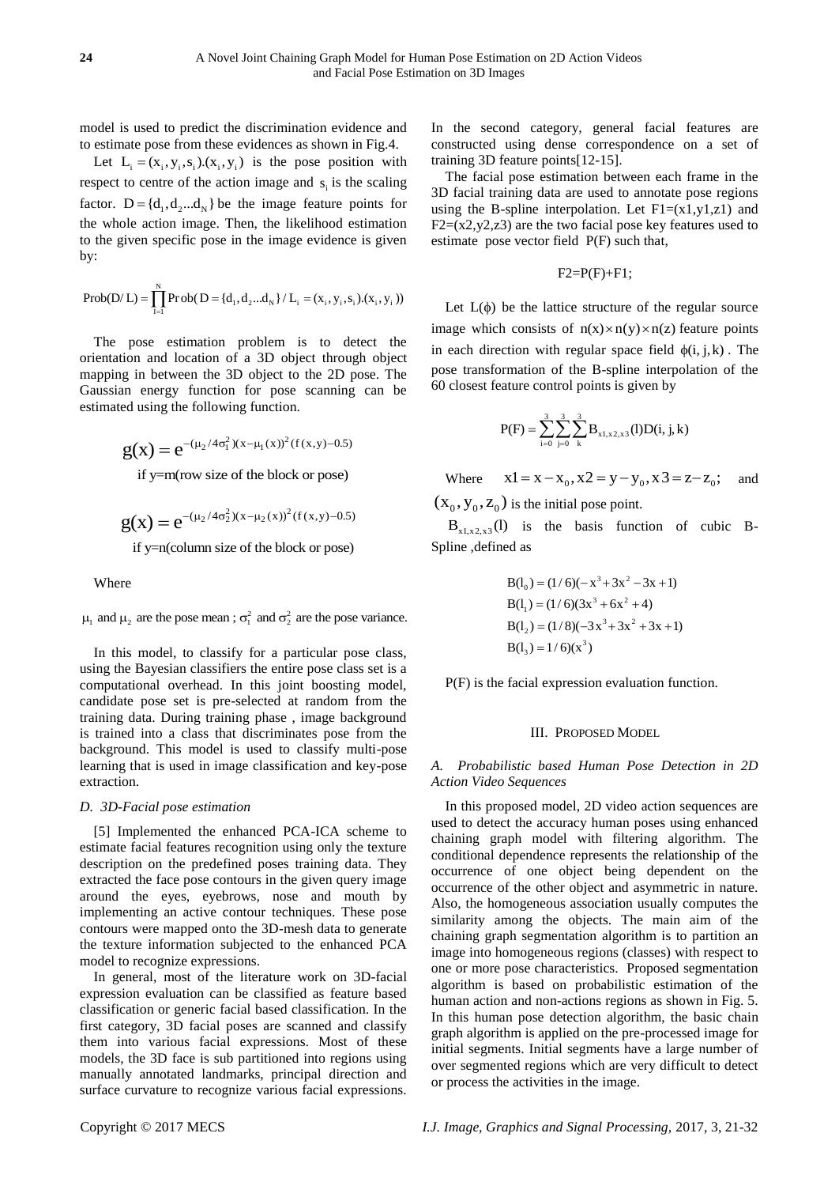model is used to predict the discrimination evidence and to estimate pose from these evidences as shown in Fig.4.

Let $L_i = (x_i, y_i, s_i).(x_i, y_i)$ is the pose position with respect to centre of the action image and $s_i$ is the scaling factor. $D = \{d_1, d_2 ... d_N\}$ be the image feature points for the whole action image. Then, the likelihood estimation to the given specific pose in the image evidence is given by:

$$\text{Prob}(D/L) = \prod_{I=1}^{N} \text{Prob}(D = \{d_1, d_2 ... d_N\} / L_i = (x_i, y_i, s_i).(x_i, y_i))$$

The pose estimation problem is to detect the orientation and location of a 3D object through object mapping in between the 3D object to the 2D pose. The Gaussian energy function for pose scanning can be estimated using the following function.

$$g(x) = e^{-(\mu_2/4\sigma_1^2)(x-\mu_1(x))^2(f(x,y)-0.5)}$$

if y=m(row size of the block or pose)

$$g(x) = e^{-(\mu_2/4\sigma_2^2)(x-\mu_2(x))^2(f(x,y)-0.5)}$$

if y=n(column size of the block or pose)

Where

$\mu_1$ and $\mu_2$ are the pose mean ; $\sigma_1^2$ and $\sigma_2^2$ are the pose variance.

In this model, to classify for a particular pose class, using the Bayesian classifiers the entire pose class set is a computational overhead. In this joint boosting model, candidate pose set is pre-selected at random from the training data. During training phase , image background is trained into a class that discriminates pose from the background. This model is used to classify multi-pose learning that is used in image classification and key-pose extraction.

### *D. 3D-Facial pose estimation*

[5] Implemented the enhanced PCA-ICA scheme to estimate facial features recognition using only the texture description on the predefined poses training data. They extracted the face pose contours in the given query image around the eyes, eyebrows, nose and mouth by implementing an active contour techniques. These pose contours were mapped onto the 3D-mesh data to generate the texture information subjected to the enhanced PCA model to recognize expressions.

In general, most of the literature work on 3D-facial expression evaluation can be classified as feature based classification or generic facial based classification. In the first category, 3D facial poses are scanned and classify them into various facial expressions. Most of these models, the 3D face is sub partitioned into regions using manually annotated landmarks, principal direction and surface curvature to recognize various facial expressions. In the second category, general facial features are constructed using dense correspondence on a set of training 3D feature points[12-15].

The facial pose estimation between each frame in the 3D facial training data are used to annotate pose regions using the B-spline interpolation. Let F1=(x1,y1,z1) and F2=(x2,y2,z3) are the two facial pose key features used to estimate pose vector field P(F) such that,

$$F2=P(F)+F1;$$

Let $L(\phi)$ be the lattice structure of the regular source image which consists of $n(x) \times n(y) \times n(z)$ feature points in each direction with regular space field $\phi(i, j, k)$. The pose transformation of the B-spline interpolation of the 60 closest feature control points is given by

$$P(F) = \sum_{i=0}^{3} \sum_{j=0}^{3} \sum_{k}^{3} B_{x1,x2,x3}(l) D(i, j, k)$$

Where $x1 = x - x_0, x2 = y - y_0, x3 = z - z_0;$ and $(x_0, y_0, z_0)$ is the initial pose point.

$B_{x1,x2,x3}(l)$ is the basis function of cubic B-Spline ,defined as

$$B(l_0) = (1/6)(-x^3 + 3x^2 - 3x + 1)$$
$$B(l_1) = (1/6)(3x^3 + 6x^2 + 4)$$
$$B(l_2) = (1/8)(-3x^3 + 3x^2 + 3x + 1)$$
$$B(l_3) = 1/6)(x^3)$$

P(F) is the facial expression evaluation function.

## III. Proposed Model

### *A. Probabilistic based Human Pose Detection in 2D Action Video Sequences*

In this proposed model, 2D video action sequences are used to detect the accuracy human poses using enhanced chaining graph model with filtering algorithm. The conditional dependence represents the relationship of the occurrence of one object being dependent on the occurrence of the other object and asymmetric in nature. Also, the homogeneous association usually computes the similarity among the objects. The main aim of the chaining graph segmentation algorithm is to partition an image into homogeneous regions (classes) with respect to one or more pose characteristics. Proposed segmentation algorithm is based on probabilistic estimation of the human action and non-actions regions as shown in Fig. 5. In this human pose detection algorithm, the basic chain graph algorithm is applied on the pre-processed image for initial segments. Initial segments have a large number of over segmented regions which are very difficult to detect or process the activities in the image.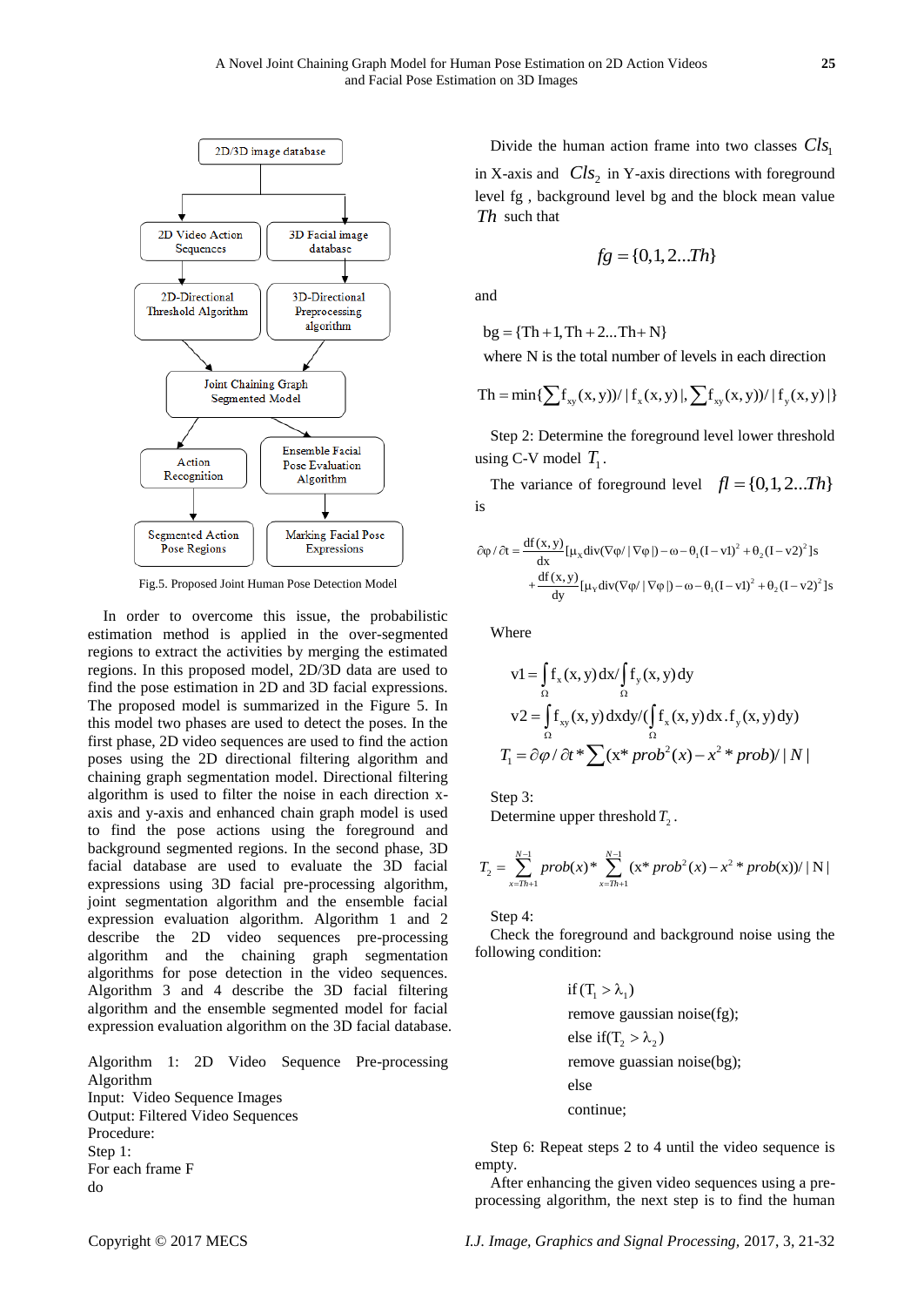Fig.5. Proposed Joint Human Pose Detection Model

In order to overcome this issue, the probabilistic estimation method is applied in the over-segmented regions to extract the activities by merging the estimated regions. In this proposed model, 2D/3D data are used to find the pose estimation in 2D and 3D facial expressions. The proposed model is summarized in the Figure 5. In this model two phases are used to detect the poses. In the first phase, 2D video sequences are used to find the action poses using the 2D directional filtering algorithm and chaining graph segmentation model. Directional filtering algorithm is used to filter the noise in each direction x-axis and y-axis and enhanced chain graph model is used to find the pose actions using the foreground and background segmented regions. In the second phase, 3D facial database are used to evaluate the 3D facial expressions using 3D facial pre-processing algorithm, joint segmentation algorithm and the ensemble facial expression evaluation algorithm. Algorithm 1 and 2 describe the 2D video sequences pre-processing algorithm and the chaining graph segmentation algorithms for pose detection in the video sequences. Algorithm 3 and 4 describe the 3D facial filtering algorithm and the ensemble segmented model for facial expression evaluation algorithm on the 3D facial database.

Algorithm 1: 2D Video Sequence Pre-processing Algorithm

Input: Video Sequence Images

Output: Filtered Video Sequences

Procedure:

Step 1:

For each frame F

do

Divide the human action frame into two classes $Cls_1$ in X-axis and $Cls_2$ in Y-axis directions with foreground level fg , background level bg and the block mean value $Th$ such that

$$fg = \{0,1,2...Th\}$$

and

$$\text{bg} = \{\text{Th}+1, \text{Th}+2...\text{Th}+\text{N}\}$$

where N is the total number of levels in each direction

$$\text{Th} = \min\{\sum f_{xy}(x,y))/\,|\,f_x(x,y)\,|, \sum f_{xy}(x,y))/\,|\,f_y(x,y)\,|\}$$

Step 2: Determine the foreground level lower threshold using C-V model $T_1$.

The variance of foreground level $fl = \{0,1,2...Th\}$ is

$$\partial\varphi/\partial t = \frac{df(x,y)}{dx}[\mu_x \text{div}(\nabla\varphi/|\nabla\varphi|) - \omega - \theta_1(I-v1)^2 + \theta_2(I-v2)^2]s$$
$$+\frac{df(x,y)}{dy}[\mu_Y \text{div}(\nabla\varphi/|\nabla\varphi|) - \omega - \theta_1(I-v1)^2 + \theta_2(I-v2)^2]s$$

Where

$$v1 = \int_\Omega f_x(x,y)\,dx / \int_\Omega f_y(x,y)\,dy$$
$$v2 = \int_\Omega f_{xy}(x,y)\,dxdy / (\int_\Omega f_x(x,y)\,dx . f_y(x,y)\,dy)$$
$$T_1 = \partial\varphi/\partial t * \sum (x * prob^2(x) - x^2 * prob) / |N|$$

Step 3:

Determine upper threshold $T_2$.

$$T_2 = \sum_{x=Th+1}^{N-1} prob(x) * \sum_{x=Th+1}^{N-1} (x * prob^2(x) - x^2 * prob(x)) / |N|$$

Step 4:

Check the foreground and background noise using the following condition:

if $(T_1 > \lambda_1)$

remove gaussian noise(fg);

else if$(T_2 > \lambda_2)$

remove guassian noise(bg);

else

continue;

Step 6: Repeat steps 2 to 4 until the video sequence is empty.

After enhancing the given video sequences using a pre-processing algorithm, the next step is to find the human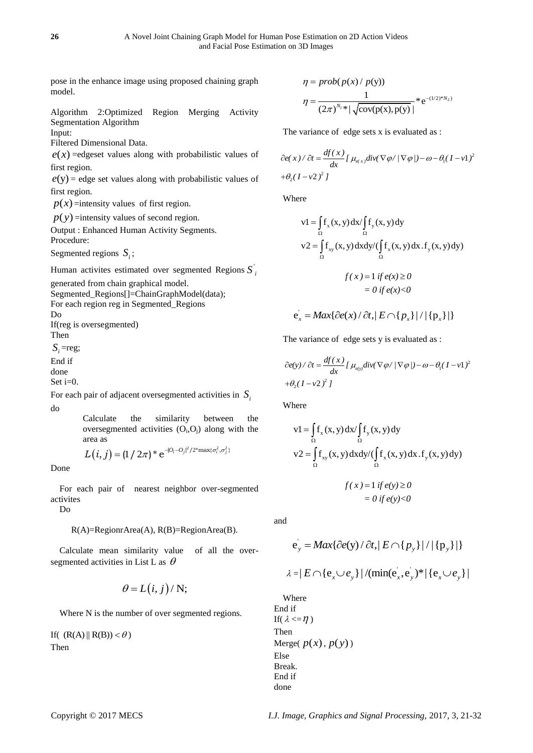pose in the enhance image using proposed chaining graph model.

Algorithm 2:Optimized Region Merging Activity Segmentation Algorithm

Input:

Filtered Dimensional Data.

$e(x)$ =edgeset values along with probabilistic values of first region.

$e(\mathrm{y})$ = edge set values along with probabilistic values of first region.

$p(x)$ =intensity values of first region.

$p(y)$ =intensity values of second region.

Output : Enhanced Human Activity Segments.

Procedure:

Segmented regions $S_i$;

Human activites estimated over segmented Regions $S_i^{'}$ generated from chain graphical model.

Segmented_Regions[]=ChainGraphModel(data);

For each region reg in Segmented_Regions

Do

If(reg is oversegmented)

Then

$S_i$=reg;

End if

done

Set i=0.

For each pair of adjacent oversegmented activities in $S_i$ do

Calculate the similarity between the oversegmented activities ($O_i$,$O_j$) along with the area as

$$L(i,j) = (1/2\pi) * \mathrm{e}^{-|O_i - O_j|^2 / 2*\max\{\sigma_i^2, \sigma_j^2\}}$$

Done

For each pair of nearest neighbor over-segmented activites

Do

R(A)=RegionrArea(A), R(B)=RegionArea(B).

Calculate mean similarity value of all the over-segmented activities in List L as $\theta$

$$\theta = L(i,j) / \mathrm{N};$$

Where N is the number of over segmented regions.

If( $(\mathrm{R(A)} \,\|\, \mathrm{R(B)}) < \theta$ )

Then

$$\eta = prob(p(x) / p(\mathrm{y}))$$

$$\eta = \frac{1}{(2\pi)^{N_1} * |\sqrt{\mathrm{cov}(\mathrm{p(x)}, \mathrm{p(y)})}\,|} * \mathrm{e}^{-(1/2)*N_2)}$$

The variance of edge sets x is evaluated as :

$$\partial e(x) / \partial t = \frac{df(x)}{dx}[\,\mu_{e(x)} div(\nabla\varphi / |\nabla\varphi|) - \omega - \theta_1(I - v1)^2 + \theta_2(I - v2)^2\,]$$

Where

$$\mathrm{v1} = \int_{\Omega} \mathrm{f_x(x,y)\,dx} / \int_{\Omega} \mathrm{f_y(x,y)\,dy}$$

$$\mathrm{v2} = \int_{\Omega} \mathrm{f_{xy}(x,y)\,dxdy} / (\int_{\Omega} \mathrm{f_x(x,y)\,dx\,.\,f_y(x,y)\,dy})$$

$$f(x) = 1 \text{ if } e(x) \geq 0$$
$$= 0 \text{ if } e(x) < 0$$

$$\mathrm{e}_x^{'} = Max\{\partial e(x)/\partial t, |E \cap \{p_x\}| / |\{\mathrm{p}_x\}|\}$$

The variance of edge sets y is evaluated as :

$$\partial e(y) / \partial t = \frac{df(x)}{dx}[\,\mu_{e(y)} div(\nabla\varphi / |\nabla\varphi|) - \omega - \theta_1(I - v1)^2 + \theta_2(I - v2)^2\,]$$

Where

$$\mathrm{v1} = \int_{\Omega} \mathrm{f_x(x,y)\,dx} / \int_{\Omega} \mathrm{f_y(x,y)\,dy}$$

$$\mathrm{v2} = \int_{\Omega} \mathrm{f_{xy}(x,y)\,dxdy} / (\int_{\Omega} \mathrm{f_x(x,y)\,dx\,.\,f_y(x,y)\,dy})$$

$$f(x) = 1 \text{ if } e(y) \geq 0$$
$$= 0 \text{ if } e(y) < 0$$

and

$$\mathrm{e}_y^{'} = Max\{\partial e(\mathrm{y})/\partial t, |E \cap \{p_y\}| / |\{\mathrm{p}_y\}|\}$$

$$\lambda = |E \cap \{\mathrm{e}_x \cup e_y\}| / (\min(\mathrm{e}_x^{'}, \mathrm{e}_y^{'}) * |\{\mathrm{e}_x \cup e_y\}|$$

Where

End if

If( $\lambda <= \eta$ )

Then

Merge( $p(x)$, $p(y)$ )

Else

Break.

End if

done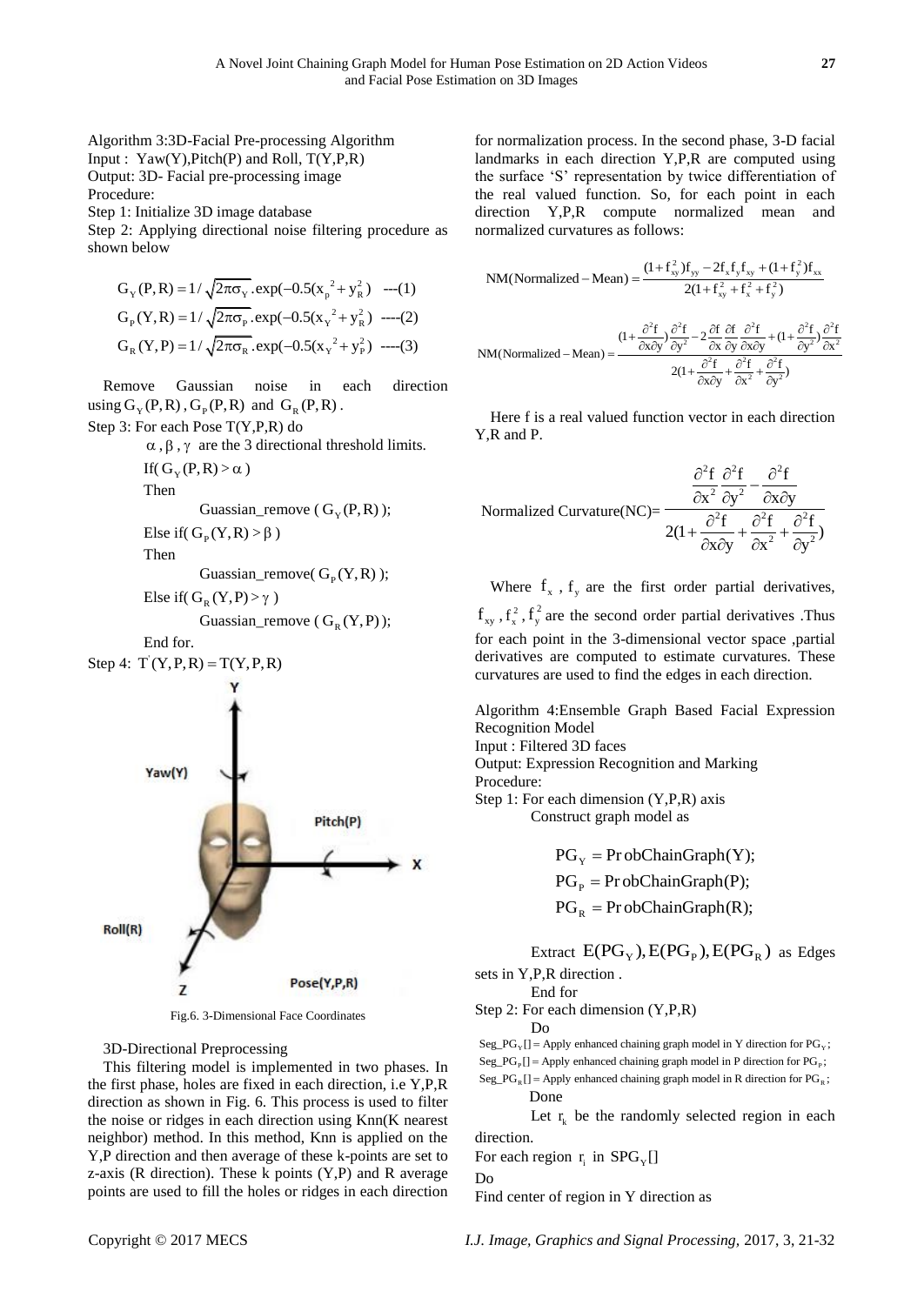Algorithm 3:3D-Facial Pre-processing Algorithm
Input : Yaw(Y),Pitch(P) and Roll, T(Y,P,R)
Output: 3D- Facial pre-processing image
Procedure:
Step 1: Initialize 3D image database
Step 2: Applying directional noise filtering procedure as shown below

$$G_Y(P,R) = 1/\sqrt{2\pi\sigma_Y}.\exp(-0.5(x_p{}^2 + y_R^2)) \quad \text{---(1)}$$
$$G_P(Y,R) = 1/\sqrt{2\pi\sigma_P}.\exp(-0.5(x_Y{}^2 + y_R^2)) \quad \text{----(2)}$$
$$G_R(Y,P) = 1/\sqrt{2\pi\sigma_R}.\exp(-0.5(x_Y{}^2 + y_P^2)) \quad \text{----(3)}$$

Remove Gaussian noise in each direction using $G_Y(P,R)$, $G_P(P,R)$ and $G_R(P,R)$.
Step 3: For each Pose T(Y,P,R) do
$\alpha, \beta, \gamma$ are the 3 directional threshold limits.
If( $G_Y(P,R) > \alpha$ )
Then
Guassian_remove ( $G_Y(P,R)$ );
Else if( $G_P(Y,R) > \beta$ )
Then
Guassian_remove( $G_P(Y,R)$ );
Else if( $G_R(Y,P) > \gamma$ )
Guassian_remove ( $G_R(Y,P)$ );
End for.
Step 4: $T'(Y,P,R) = T(Y,P,R)$

Fig.6. 3-Dimensional Face Coordinates

3D-Directional Preprocessing

This filtering model is implemented in two phases. In the first phase, holes are fixed in each direction, i.e Y,P,R direction as shown in Fig. 6. This process is used to filter the noise or ridges in each direction using Knn(K nearest neighbor) method. In this method, Knn is applied on the Y,P direction and then average of these k-points are set to z-axis (R direction). These k points (Y,P) and R average points are used to fill the holes or ridges in each direction for normalization process. In the second phase, 3-D facial landmarks in each direction Y,P,R are computed using the surface 'S' representation by twice differentiation of the real valued function. So, for each point in each direction Y,P,R compute normalized mean and normalized curvatures as follows:

$$NM(\text{Normalized} - \text{Mean}) = \frac{(1+f_{xy}^2)f_{yy} - 2f_x f_y f_{xy} + (1+f_y^2)f_{xx}}{2(1+f_{xy}^2 + f_x^2 + f_y^2)}$$

$$NM(\text{Normalized} - \text{Mean}) = \frac{(1+\frac{\partial^2 f}{\partial x \partial y})\frac{\partial^2 f}{\partial y^2} - 2\frac{\partial f}{\partial x}\frac{\partial f}{\partial y}\frac{\partial^2 f}{\partial x \partial y} + (1+\frac{\partial^2 f}{\partial y^2})\frac{\partial^2 f}{\partial x^2}}{2(1+\frac{\partial^2 f}{\partial x \partial y} + \frac{\partial^2 f}{\partial x^2} + \frac{\partial^2 f}{\partial y^2})}$$

Here f is a real valued function vector in each direction Y,R and P.

$$\text{Normalized Curvature(NC)} = \frac{\frac{\partial^2 f}{\partial x^2}\frac{\partial^2 f}{\partial y^2} - \frac{\partial^2 f}{\partial x \partial y}}{2(1+\frac{\partial^2 f}{\partial x \partial y} + \frac{\partial^2 f}{\partial x^2} + \frac{\partial^2 f}{\partial y^2})}$$

Where $f_x$, $f_y$ are the first order partial derivatives, $f_{xy}$, $f_x^2$, $f_y^2$ are the second order partial derivatives .Thus for each point in the 3-dimensional vector space ,partial derivatives are computed to estimate curvatures. These curvatures are used to find the edges in each direction.

Algorithm 4:Ensemble Graph Based Facial Expression Recognition Model
Input : Filtered 3D faces
Output: Expression Recognition and Marking
Procedure:
Step 1: For each dimension (Y,P,R) axis
Construct graph model as

$$PG_Y = \text{ProbChainGraph}(Y);$$
$$PG_P = \text{ProbChainGraph}(P);$$
$$PG_R = \text{ProbChainGraph}(R);$$

Extract $E(PG_Y), E(PG_P), E(PG_R)$ as Edges sets in Y,P,R direction .
End for
Step 2: For each dimension (Y,P,R)
Do
$Seg\_PG_Y[]$ = Apply enhanced chaining graph model in Y direction for $PG_Y$;
$Seg\_PG_P[]$ = Apply enhanced chaining graph model in P direction for $PG_P$;
$Seg\_PG_R[]$ = Apply enhanced chaining graph model in R direction for $PG_R$;
Done
Let $r_k$ be the randomly selected region in each direction.
For each region $r_i$ in $SPG_Y[]$
Do
Find center of region in Y direction as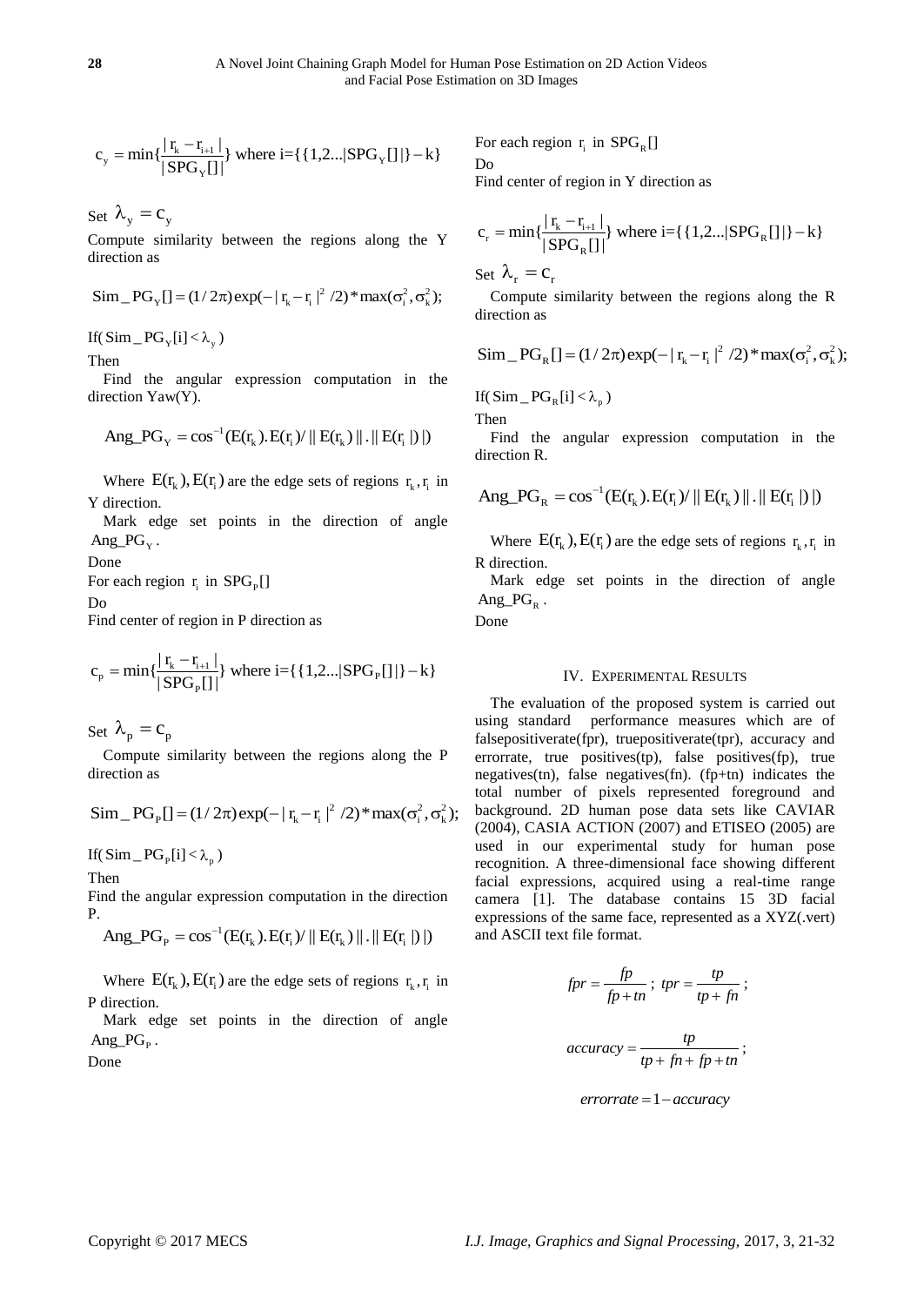$$c_y = \min\{\frac{|r_k - r_{i+1}|}{|SPG_Y[]|}\} \text{ where i=}\{\{1,2...|SPG_Y[]|\}-k\}$$

Set $\lambda_y = c_y$

Compute similarity between the regions along the Y direction as

$$Sim\_PG_Y[] = (1/2\pi)\exp(-|r_k - r_i|^2/2) * \max(\sigma_i^2, \sigma_k^2);$$

If( $Sim\_PG_Y[i] < \lambda_y$ )

Then

Find the angular expression computation in the direction Yaw(Y).

$$Ang\_PG_Y = \cos^{-1}(E(r_k).E(r_i)/\|E(r_k)\|.\|E(r_i|)|)$$

Where $E(r_k), E(r_i)$ are the edge sets of regions $r_k, r_i$ in Y direction.

Mark edge set points in the direction of angle $Ang\_PG_Y$.

Done

For each region $r_i$ in $SPG_P[]$

Do

Find center of region in P direction as

$$c_p = \min\{\frac{|r_k - r_{i+1}|}{|SPG_P[]|}\} \text{ where i=}\{\{1,2...|SPG_P[]|\}-k\}$$

Set $\lambda_p = c_p$

Compute similarity between the regions along the P direction as

$$Sim\_PG_P[] = (1/2\pi)\exp(-|r_k - r_i|^2/2) * \max(\sigma_i^2, \sigma_k^2);$$

If( $Sim\_PG_P[i] < \lambda_p$ )

Then

Find the angular expression computation in the direction P.

$$Ang\_PG_P = \cos^{-1}(E(r_k).E(r_i)/\|E(r_k)\|.\|E(r_i|)|)$$

Where $E(r_k), E(r_i)$ are the edge sets of regions $r_k, r_i$ in P direction.

Mark edge set points in the direction of angle $Ang\_PG_P$.

Done

For each region $r_i$ in $SPG_R[]$

Do

Find center of region in Y direction as

$$c_r = \min\{\frac{|r_k - r_{i+1}|}{|SPG_R[]|}\} \text{ where i=}\{\{1,2...|SPG_R[]|\}-k\}$$

Set $\lambda_r = c_r$

Compute similarity between the regions along the R direction as

$$Sim\_PG_R[] = (1/2\pi)\exp(-|r_k - r_i|^2/2) * \max(\sigma_i^2, \sigma_k^2);$$

If( $Sim\_PG_R[i] < \lambda_p$ )

Then

Find the angular expression computation in the direction R.

$$Ang\_PG_R = \cos^{-1}(E(r_k).E(r_i)/\|E(r_k)\|.\|E(r_i|)|)$$

Where $E(r_k), E(r_i)$ are the edge sets of regions $r_k, r_i$ in R direction.

Mark edge set points in the direction of angle $Ang\_PG_R$.

Done

## IV. Experimental Results

The evaluation of the proposed system is carried out using standard performance measures which are of falsepositiverate(fpr), truepositiverate(tpr), accuracy and errorrate, true positives(tp), false positives(fp), true negatives(tn), false negatives(fn). (fp+tn) indicates the total number of pixels represented foreground and background. 2D human pose data sets like CAVIAR (2004), CASIA ACTION (2007) and ETISEO (2005) are used in our experimental study for human pose recognition. A three-dimensional face showing different facial expressions, acquired using a real-time range camera [1]. The database contains 15 3D facial expressions of the same face, represented as a XYZ(.vert) and ASCII text file format.

$$fpr = \frac{fp}{fp+tn}\,;\; tpr = \frac{tp}{tp+fn}\,;$$

$$accuracy = \frac{tp}{tp+fn+fp+tn}\,;$$

$$errorrate = 1 - accuracy$$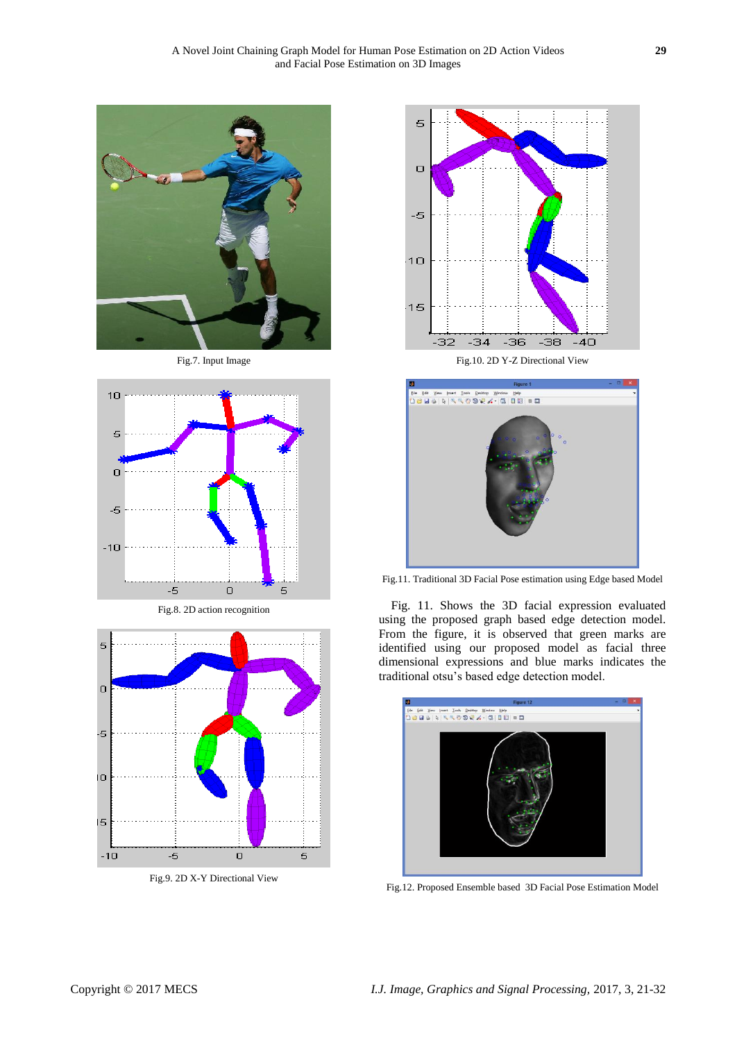Fig.7. Input Image

Fig.8. 2D action recognition

Fig.9. 2D X-Y Directional View

Fig.10. 2D Y-Z Directional View

Fig.11. Traditional 3D Facial Pose estimation using Edge based Model

Fig. 11. Shows the 3D facial expression evaluated using the proposed graph based edge detection model. From the figure, it is observed that green marks are identified using our proposed model as facial three dimensional expressions and blue marks indicates the traditional otsu's based edge detection model.

Fig.12. Proposed Ensemble based 3D Facial Pose Estimation Model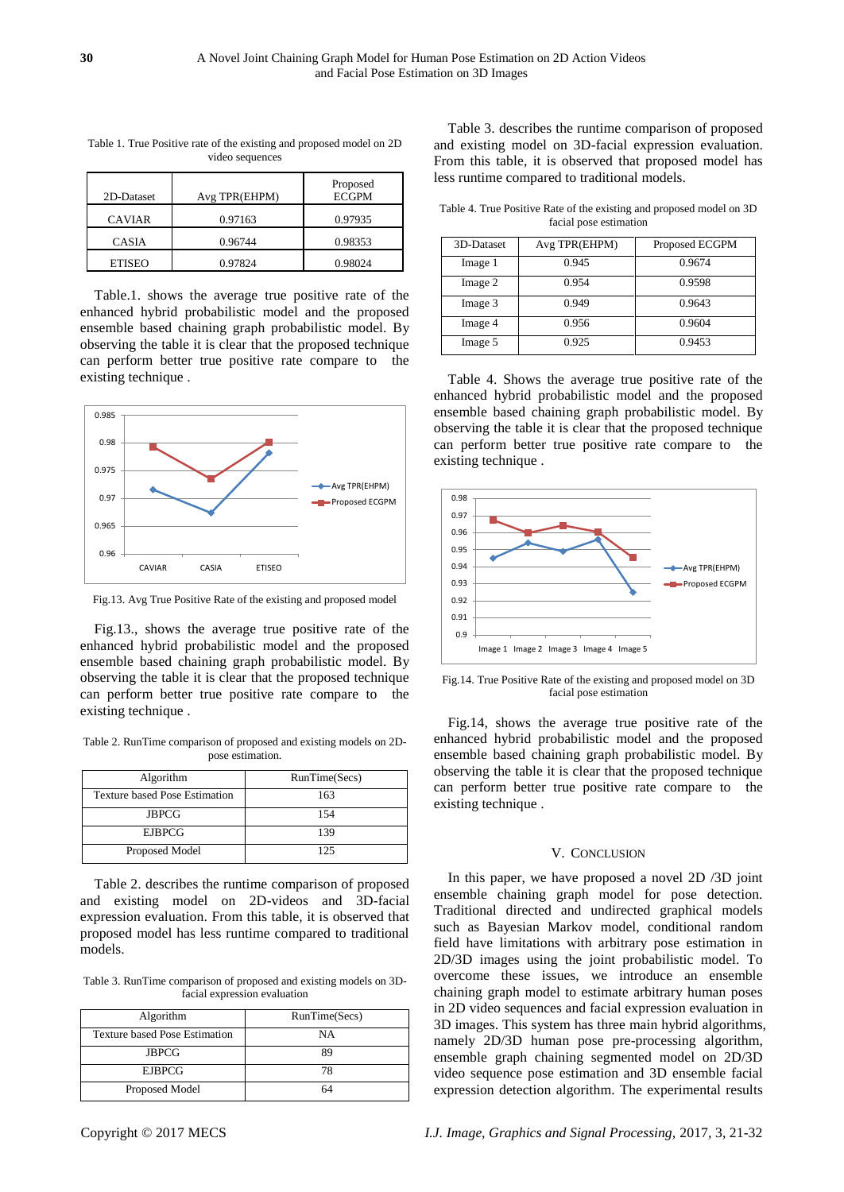Table 1. True Positive rate of the existing and proposed model on 2D video sequences

| 2D-Dataset | Avg TPR(EHPM) | Proposed ECGPM |
|---|---|---|
| CAVIAR | 0.97163 | 0.97935 |
| CASIA | 0.96744 | 0.98353 |
| ETISEO | 0.97824 | 0.98024 |

Table.1. shows the average true positive rate of the enhanced hybrid probabilistic model and the proposed ensemble based chaining graph probabilistic model. By observing the table it is clear that the proposed technique can perform better true positive rate compare to the existing technique .

Fig.13. Avg True Positive Rate of the existing and proposed model

Fig.13., shows the average true positive rate of the enhanced hybrid probabilistic model and the proposed ensemble based chaining graph probabilistic model. By observing the table it is clear that the proposed technique can perform better true positive rate compare to the existing technique .

Table 2. RunTime comparison of proposed and existing models on 2D-pose estimation.

| Algorithm | RunTime(Secs) |
|---|---|
| Texture based Pose Estimation | 163 |
| JBPCG | 154 |
| EJBPCG | 139 |
| Proposed Model | 125 |

Table 2. describes the runtime comparison of proposed and existing model on 2D-videos and 3D-facial expression evaluation. From this table, it is observed that proposed model has less runtime compared to traditional models.

Table 3. RunTime comparison of proposed and existing models on 3D-facial expression evaluation

| Algorithm | RunTime(Secs) |
|---|---|
| Texture based Pose Estimation | NA |
| JBPCG | 89 |
| EJBPCG | 78 |
| Proposed Model | 64 |

Table 3. describes the runtime comparison of proposed and existing model on 3D-facial expression evaluation. From this table, it is observed that proposed model has less runtime compared to traditional models.

Table 4. True Positive Rate of the existing and proposed model on 3D facial pose estimation

| 3D-Dataset | Avg TPR(EHPM) | Proposed ECGPM |
|---|---|---|
| Image 1 | 0.945 | 0.9674 |
| Image 2 | 0.954 | 0.9598 |
| Image 3 | 0.949 | 0.9643 |
| Image 4 | 0.956 | 0.9604 |
| Image 5 | 0.925 | 0.9453 |

Table 4. Shows the average true positive rate of the enhanced hybrid probabilistic model and the proposed ensemble based chaining graph probabilistic model. By observing the table it is clear that the proposed technique can perform better true positive rate compare to the existing technique .

Fig.14. True Positive Rate of the existing and proposed model on 3D facial pose estimation

Fig.14, shows the average true positive rate of the enhanced hybrid probabilistic model and the proposed ensemble based chaining graph probabilistic model. By observing the table it is clear that the proposed technique can perform better true positive rate compare to the existing technique .

## V. Conclusion

In this paper, we have proposed a novel 2D /3D joint ensemble chaining graph model for pose detection. Traditional directed and undirected graphical models such as Bayesian Markov model, conditional random field have limitations with arbitrary pose estimation in 2D/3D images using the joint probabilistic model. To overcome these issues, we introduce an ensemble chaining graph model to estimate arbitrary human poses in 2D video sequences and facial expression evaluation in 3D images. This system has three main hybrid algorithms, namely 2D/3D human pose pre-processing algorithm, ensemble graph chaining segmented model on 2D/3D video sequence pose estimation and 3D ensemble facial expression detection algorithm. The experimental results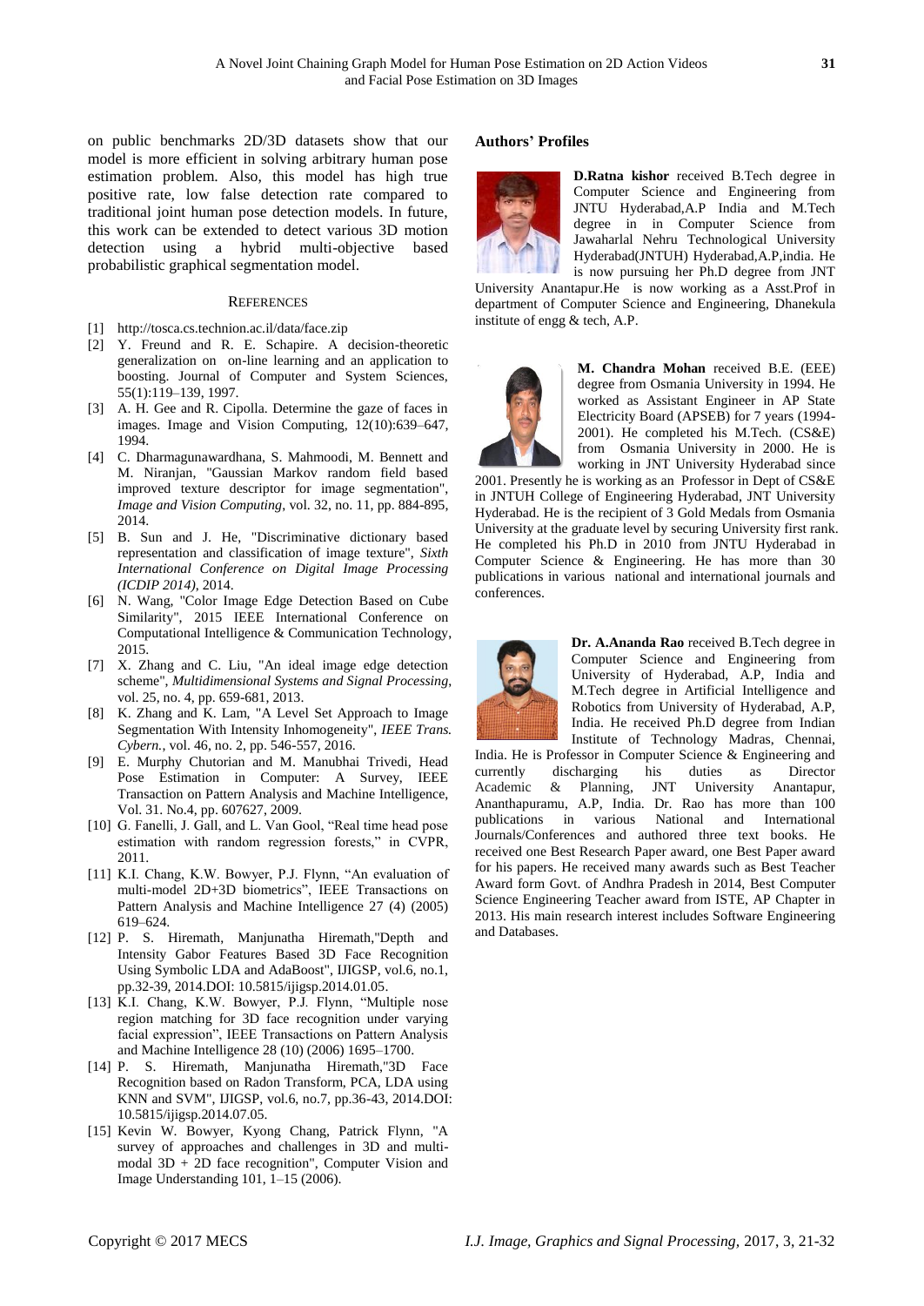on public benchmarks 2D/3D datasets show that our model is more efficient in solving arbitrary human pose estimation problem. Also, this model has high true positive rate, low false detection rate compared to traditional joint human pose detection models. In future, this work can be extended to detect various 3D motion detection using a hybrid multi-objective based probabilistic graphical segmentation model.

## REFERENCES

[1] http://tosca.cs.technion.ac.il/data/face.zip

[2] Y. Freund and R. E. Schapire. A decision-theoretic generalization on on-line learning and an application to boosting. Journal of Computer and System Sciences, 55(1):119–139, 1997.

[3] A. H. Gee and R. Cipolla. Determine the gaze of faces in images. Image and Vision Computing, 12(10):639–647, 1994.

[4] C. Dharmagunawardhana, S. Mahmoodi, M. Bennett and M. Niranjan, "Gaussian Markov random field based improved texture descriptor for image segmentation", *Image and Vision Computing*, vol. 32, no. 11, pp. 884-895, 2014.

[5] B. Sun and J. He, "Discriminative dictionary based representation and classification of image texture", *Sixth International Conference on Digital Image Processing (ICDIP 2014)*, 2014.

[6] N. Wang, "Color Image Edge Detection Based on Cube Similarity", 2015 IEEE International Conference on Computational Intelligence & Communication Technology, 2015.

[7] X. Zhang and C. Liu, "An ideal image edge detection scheme", *Multidimensional Systems and Signal Processing*, vol. 25, no. 4, pp. 659-681, 2013.

[8] K. Zhang and K. Lam, "A Level Set Approach to Image Segmentation With Intensity Inhomogeneity", *IEEE Trans. Cybern.*, vol. 46, no. 2, pp. 546-557, 2016.

[9] E. Murphy Chutorian and M. Manubhai Trivedi, Head Pose Estimation in Computer: A Survey, IEEE Transaction on Pattern Analysis and Machine Intelligence, Vol. 31. No.4, pp. 607627, 2009.

[10] G. Fanelli, J. Gall, and L. Van Gool, "Real time head pose estimation with random regression forests," in CVPR, 2011.

[11] K.I. Chang, K.W. Bowyer, P.J. Flynn, "An evaluation of multi-model 2D+3D biometrics", IEEE Transactions on Pattern Analysis and Machine Intelligence 27 (4) (2005) 619–624.

[12] P. S. Hiremath, Manjunatha Hiremath,"Depth and Intensity Gabor Features Based 3D Face Recognition Using Symbolic LDA and AdaBoost", IJIGSP, vol.6, no.1, pp.32-39, 2014.DOI: 10.5815/ijigsp.2014.01.05.

[13] K.I. Chang, K.W. Bowyer, P.J. Flynn, "Multiple nose region matching for 3D face recognition under varying facial expression", IEEE Transactions on Pattern Analysis and Machine Intelligence 28 (10) (2006) 1695–1700.

[14] P. S. Hiremath, Manjunatha Hiremath,"3D Face Recognition based on Radon Transform, PCA, LDA using KNN and SVM", IJIGSP, vol.6, no.7, pp.36-43, 2014.DOI: 10.5815/ijigsp.2014.07.05.

[15] Kevin W. Bowyer, Kyong Chang, Patrick Flynn, "A survey of approaches and challenges in 3D and multi-modal 3D + 2D face recognition", Computer Vision and Image Understanding 101, 1–15 (2006).

## Authors' Profiles

**D.Ratna kishor** received B.Tech degree in Computer Science and Engineering from JNTU Hyderabad,A.P India and M.Tech degree in in Computer Science from Jawaharlal Nehru Technological University Hyderabad(JNTUH) Hyderabad,A.P,india. He is now pursuing her Ph.D degree from JNT University Anantapur.He is now working as a Asst.Prof in department of Computer Science and Engineering, Dhanekula institute of engg & tech, A.P.

**M. Chandra Mohan** received B.E. (EEE) degree from Osmania University in 1994. He worked as Assistant Engineer in AP State Electricity Board (APSEB) for 7 years (1994-2001). He completed his M.Tech. (CS&E) from Osmania University in 2000. He is working in JNT University Hyderabad since 2001. Presently he is working as an Professor in Dept of CS&E in JNTUH College of Engineering Hyderabad, JNT University Hyderabad. He is the recipient of 3 Gold Medals from Osmania University at the graduate level by securing University first rank. He completed his Ph.D in 2010 from JNTU Hyderabad in Computer Science & Engineering. He has more than 30 publications in various national and international journals and conferences.

**Dr. A.Ananda Rao** received B.Tech degree in Computer Science and Engineering from University of Hyderabad, A.P, India and M.Tech degree in Artificial Intelligence and Robotics from University of Hyderabad, A.P, India. He received Ph.D degree from Indian Institute of Technology Madras, Chennai, India. He is Professor in Computer Science & Engineering and currently discharging his duties as Director Academic & Planning, JNT University Anantapur, Ananthapuramu, A.P, India. Dr. Rao has more than 100 publications in various National and International Journals/Conferences and authored three text books. He received one Best Research Paper award, one Best Paper award for his papers. He received many awards such as Best Teacher Award form Govt. of Andhra Pradesh in 2014, Best Computer Science Engineering Teacher award from ISTE, AP Chapter in 2013. His main research interest includes Software Engineering and Databases.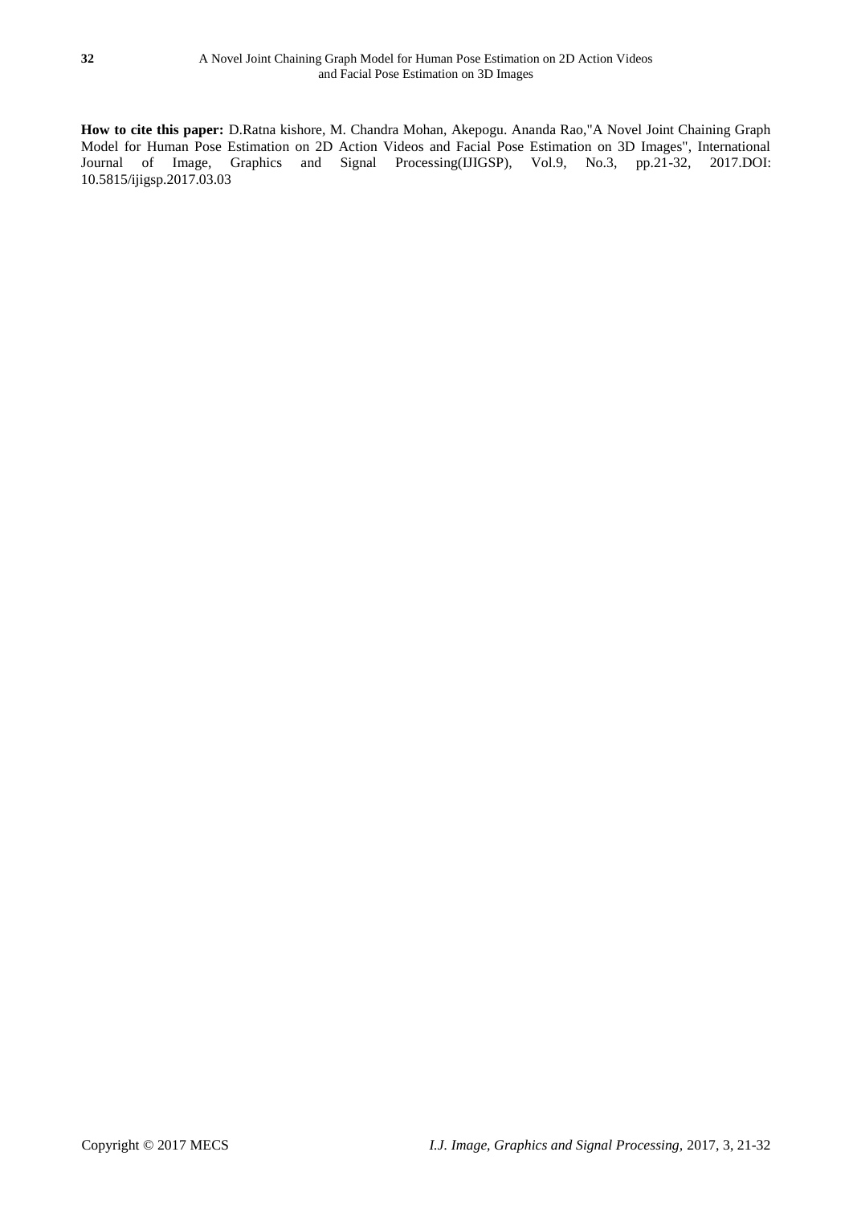**How to cite this paper:** D.Ratna kishore, M. Chandra Mohan, Akepogu. Ananda Rao,"A Novel Joint Chaining Graph Model for Human Pose Estimation on 2D Action Videos and Facial Pose Estimation on 3D Images", International Journal of Image, Graphics and Signal Processing(IJIGSP), Vol.9, No.3, pp.21-32, 2017.DOI: 10.5815/ijigsp.2017.03.03